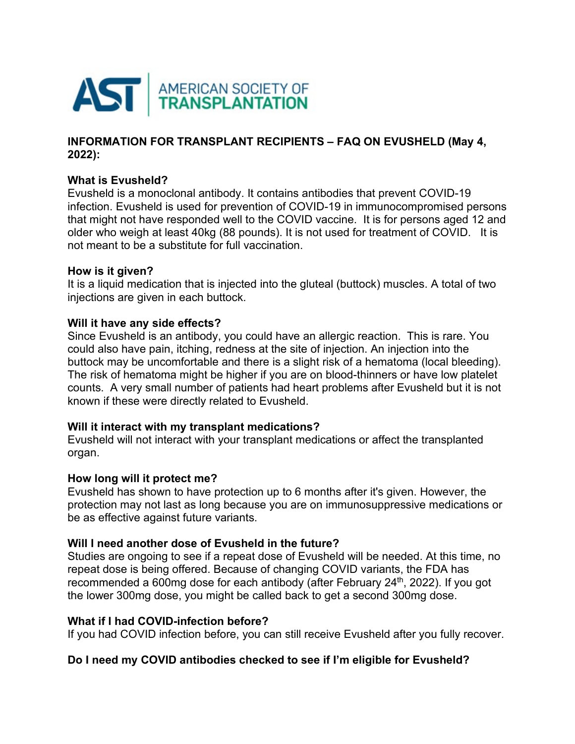AST | AMERICAN SOCIETY OF TRANSPLANTATION

**INFORMATION FOR TRANSPLANT RECIPIENTS – FAQ ON EVUSHELD (May 4, 2022):**

**What is Evusheld?**
Evusheld is a monoclonal antibody. It contains antibodies that prevent COVID-19 infection. Evusheld is used for prevention of COVID-19 in immunocompromised persons that might not have responded well to the COVID vaccine. It is for persons aged 12 and older who weigh at least 40kg (88 pounds). It is not used for treatment of COVID. It is not meant to be a substitute for full vaccination.

**How is it given?**
It is a liquid medication that is injected into the gluteal (buttock) muscles. A total of two injections are given in each buttock.

**Will it have any side effects?**
Since Evusheld is an antibody, you could have an allergic reaction. This is rare. You could also have pain, itching, redness at the site of injection. An injection into the buttock may be uncomfortable and there is a slight risk of a hematoma (local bleeding). The risk of hematoma might be higher if you are on blood-thinners or have low platelet counts. A very small number of patients had heart problems after Evusheld but it is not known if these were directly related to Evusheld.

**Will it interact with my transplant medications?**
Evusheld will not interact with your transplant medications or affect the transplanted organ.

**How long will it protect me?**
Evusheld has shown to have protection up to 6 months after it's given. However, the protection may not last as long because you are on immunosuppressive medications or be as effective against future variants.

**Will I need another dose of Evusheld in the future?**
Studies are ongoing to see if a repeat dose of Evusheld will be needed. At this time, no repeat dose is being offered. Because of changing COVID variants, the FDA has recommended a 600mg dose for each antibody (after February 24th, 2022). If you got the lower 300mg dose, you might be called back to get a second 300mg dose.

**What if I had COVID-infection before?**
If you had COVID infection before, you can still receive Evusheld after you fully recover.

**Do I need my COVID antibodies checked to see if I'm eligible for Evusheld?**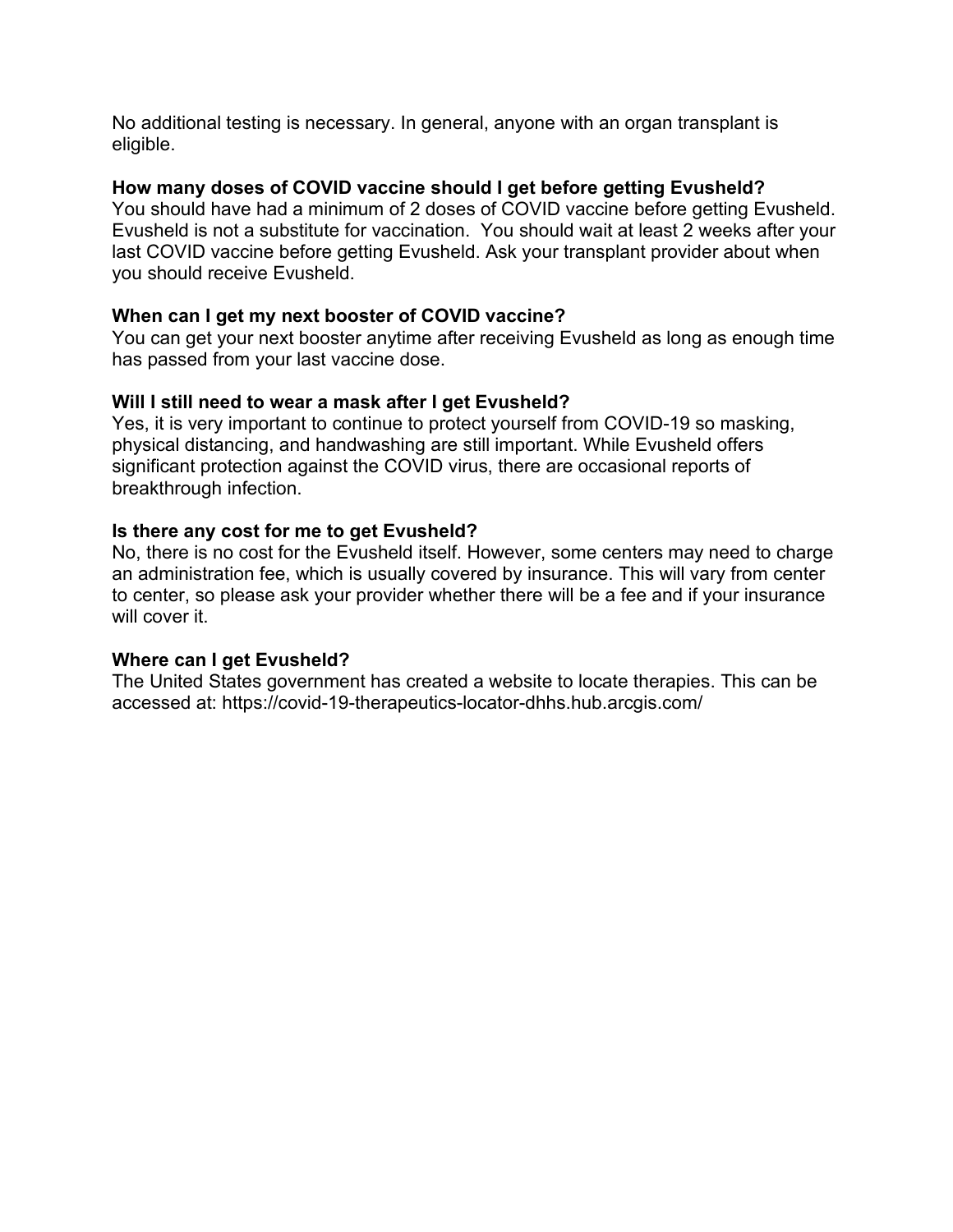No additional testing is necessary. In general, anyone with an organ transplant is eligible.

**How many doses of COVID vaccine should I get before getting Evusheld?**
You should have had a minimum of 2 doses of COVID vaccine before getting Evusheld. Evusheld is not a substitute for vaccination. You should wait at least 2 weeks after your last COVID vaccine before getting Evusheld. Ask your transplant provider about when you should receive Evusheld.

**When can I get my next booster of COVID vaccine?**
You can get your next booster anytime after receiving Evusheld as long as enough time has passed from your last vaccine dose.

**Will I still need to wear a mask after I get Evusheld?**
Yes, it is very important to continue to protect yourself from COVID-19 so masking, physical distancing, and handwashing are still important. While Evusheld offers significant protection against the COVID virus, there are occasional reports of breakthrough infection.

**Is there any cost for me to get Evusheld?**
No, there is no cost for the Evusheld itself. However, some centers may need to charge an administration fee, which is usually covered by insurance. This will vary from center to center, so please ask your provider whether there will be a fee and if your insurance will cover it.

**Where can I get Evusheld?**
The United States government has created a website to locate therapies. This can be accessed at: https://covid-19-therapeutics-locator-dhhs.hub.arcgis.com/